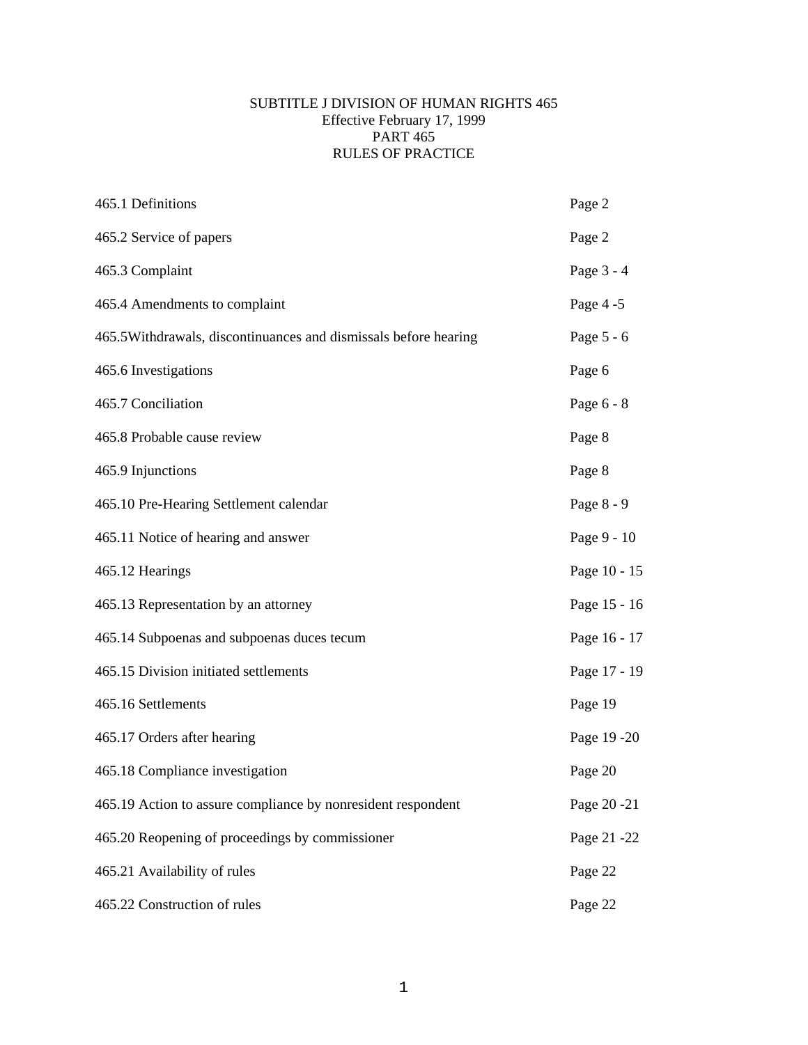# SUBTITLE J DIVISION OF HUMAN RIGHTS 465
Effective February 17, 1999
PART 465
RULES OF PRACTICE

| | |
|---|---|
| 465.1 Definitions | Page 2 |
| 465.2 Service of papers | Page 2 |
| 465.3 Complaint | Page 3 - 4 |
| 465.4 Amendments to complaint | Page 4 -5 |
| 465.5Withdrawals, discontinuances and dismissals before hearing | Page 5 - 6 |
| 465.6 Investigations | Page 6 |
| 465.7 Conciliation | Page 6 - 8 |
| 465.8 Probable cause review | Page 8 |
| 465.9 Injunctions | Page 8 |
| 465.10 Pre-Hearing Settlement calendar | Page 8 - 9 |
| 465.11 Notice of hearing and answer | Page 9 - 10 |
| 465.12 Hearings | Page 10 - 15 |
| 465.13 Representation by an attorney | Page 15 - 16 |
| 465.14 Subpoenas and subpoenas duces tecum | Page 16 - 17 |
| 465.15 Division initiated settlements | Page 17 - 19 |
| 465.16 Settlements | Page 19 |
| 465.17 Orders after hearing | Page 19 -20 |
| 465.18 Compliance investigation | Page 20 |
| 465.19 Action to assure compliance by nonresident respondent | Page 20 -21 |
| 465.20 Reopening of proceedings by commissioner | Page 21 -22 |
| 465.21 Availability of rules | Page 22 |
| 465.22 Construction of rules | Page 22 |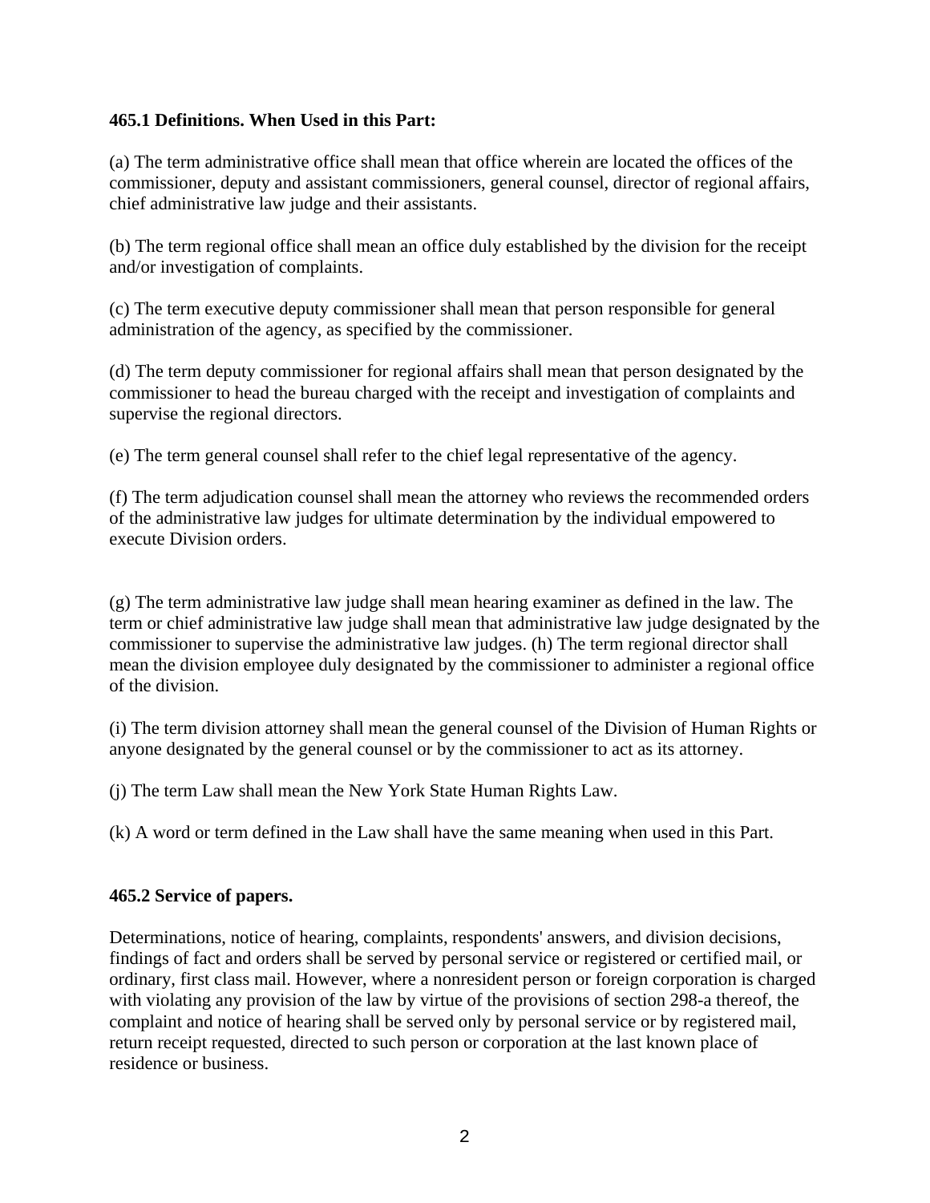**465.1 Definitions. When Used in this Part:**

(a) The term administrative office shall mean that office wherein are located the offices of the commissioner, deputy and assistant commissioners, general counsel, director of regional affairs, chief administrative law judge and their assistants.

(b) The term regional office shall mean an office duly established by the division for the receipt and/or investigation of complaints.

(c) The term executive deputy commissioner shall mean that person responsible for general administration of the agency, as specified by the commissioner.

(d) The term deputy commissioner for regional affairs shall mean that person designated by the commissioner to head the bureau charged with the receipt and investigation of complaints and supervise the regional directors.

(e) The term general counsel shall refer to the chief legal representative of the agency.

(f) The term adjudication counsel shall mean the attorney who reviews the recommended orders of the administrative law judges for ultimate determination by the individual empowered to execute Division orders.

(g) The term administrative law judge shall mean hearing examiner as defined in the law. The term or chief administrative law judge shall mean that administrative law judge designated by the commissioner to supervise the administrative law judges. (h) The term regional director shall mean the division employee duly designated by the commissioner to administer a regional office of the division.

(i) The term division attorney shall mean the general counsel of the Division of Human Rights or anyone designated by the general counsel or by the commissioner to act as its attorney.

(j) The term Law shall mean the New York State Human Rights Law.

(k) A word or term defined in the Law shall have the same meaning when used in this Part.

**465.2 Service of papers.**

Determinations, notice of hearing, complaints, respondents' answers, and division decisions, findings of fact and orders shall be served by personal service or registered or certified mail, or ordinary, first class mail. However, where a nonresident person or foreign corporation is charged with violating any provision of the law by virtue of the provisions of section 298-a thereof, the complaint and notice of hearing shall be served only by personal service or by registered mail, return receipt requested, directed to such person or corporation at the last known place of residence or business.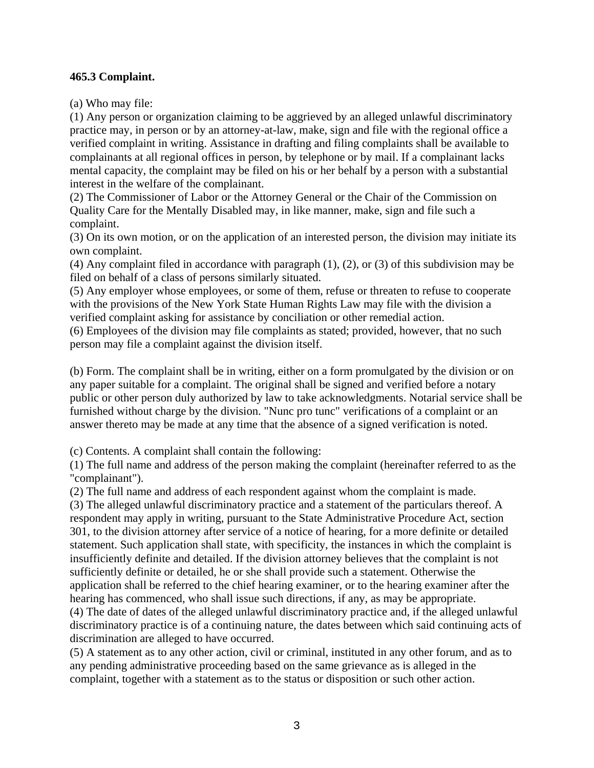**465.3 Complaint.**

(a) Who may file:
(1) Any person or organization claiming to be aggrieved by an alleged unlawful discriminatory practice may, in person or by an attorney-at-law, make, sign and file with the regional office a verified complaint in writing. Assistance in drafting and filing complaints shall be available to complainants at all regional offices in person, by telephone or by mail. If a complainant lacks mental capacity, the complaint may be filed on his or her behalf by a person with a substantial interest in the welfare of the complainant.
(2) The Commissioner of Labor or the Attorney General or the Chair of the Commission on Quality Care for the Mentally Disabled may, in like manner, make, sign and file such a complaint.
(3) On its own motion, or on the application of an interested person, the division may initiate its own complaint.
(4) Any complaint filed in accordance with paragraph (1), (2), or (3) of this subdivision may be filed on behalf of a class of persons similarly situated.
(5) Any employer whose employees, or some of them, refuse or threaten to refuse to cooperate with the provisions of the New York State Human Rights Law may file with the division a verified complaint asking for assistance by conciliation or other remedial action.
(6) Employees of the division may file complaints as stated; provided, however, that no such person may file a complaint against the division itself.

(b) Form. The complaint shall be in writing, either on a form promulgated by the division or on any paper suitable for a complaint. The original shall be signed and verified before a notary public or other person duly authorized by law to take acknowledgments. Notarial service shall be furnished without charge by the division. "Nunc pro tunc" verifications of a complaint or an answer thereto may be made at any time that the absence of a signed verification is noted.

(c) Contents. A complaint shall contain the following:
(1) The full name and address of the person making the complaint (hereinafter referred to as the "complainant").
(2) The full name and address of each respondent against whom the complaint is made.
(3) The alleged unlawful discriminatory practice and a statement of the particulars thereof. A respondent may apply in writing, pursuant to the State Administrative Procedure Act, section 301, to the division attorney after service of a notice of hearing, for a more definite or detailed statement. Such application shall state, with specificity, the instances in which the complaint is insufficiently definite and detailed. If the division attorney believes that the complaint is not sufficiently definite or detailed, he or she shall provide such a statement. Otherwise the application shall be referred to the chief hearing examiner, or to the hearing examiner after the hearing has commenced, who shall issue such directions, if any, as may be appropriate.
(4) The date of dates of the alleged unlawful discriminatory practice and, if the alleged unlawful discriminatory practice is of a continuing nature, the dates between which said continuing acts of discrimination are alleged to have occurred.
(5) A statement as to any other action, civil or criminal, instituted in any other forum, and as to any pending administrative proceeding based on the same grievance as is alleged in the complaint, together with a statement as to the status or disposition or such other action.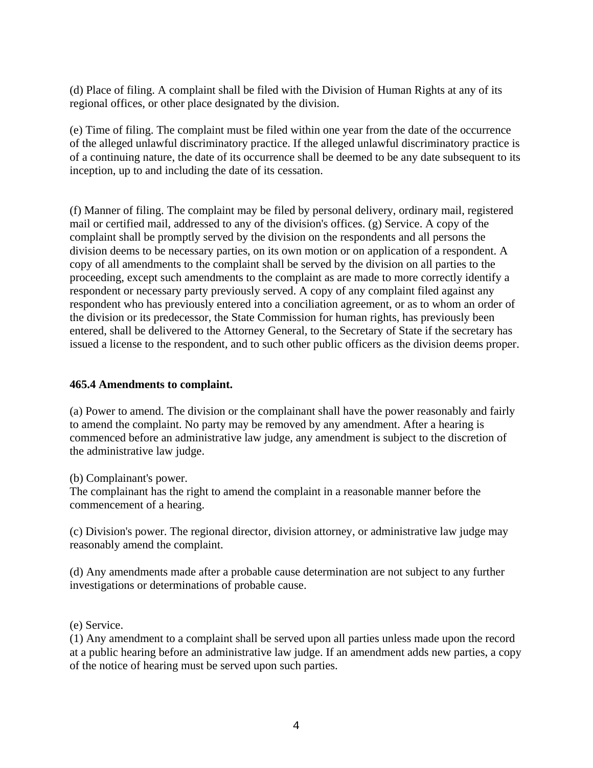(d) Place of filing. A complaint shall be filed with the Division of Human Rights at any of its regional offices, or other place designated by the division.

(e) Time of filing. The complaint must be filed within one year from the date of the occurrence of the alleged unlawful discriminatory practice. If the alleged unlawful discriminatory practice is of a continuing nature, the date of its occurrence shall be deemed to be any date subsequent to its inception, up to and including the date of its cessation.

(f) Manner of filing. The complaint may be filed by personal delivery, ordinary mail, registered mail or certified mail, addressed to any of the division's offices. (g) Service. A copy of the complaint shall be promptly served by the division on the respondents and all persons the division deems to be necessary parties, on its own motion or on application of a respondent. A copy of all amendments to the complaint shall be served by the division on all parties to the proceeding, except such amendments to the complaint as are made to more correctly identify a respondent or necessary party previously served. A copy of any complaint filed against any respondent who has previously entered into a conciliation agreement, or as to whom an order of the division or its predecessor, the State Commission for human rights, has previously been entered, shall be delivered to the Attorney General, to the Secretary of State if the secretary has issued a license to the respondent, and to such other public officers as the division deems proper.

**465.4 Amendments to complaint.**

(a) Power to amend. The division or the complainant shall have the power reasonably and fairly to amend the complaint. No party may be removed by any amendment. After a hearing is commenced before an administrative law judge, any amendment is subject to the discretion of the administrative law judge.

(b) Complainant's power.
The complainant has the right to amend the complaint in a reasonable manner before the commencement of a hearing.

(c) Division's power. The regional director, division attorney, or administrative law judge may reasonably amend the complaint.

(d) Any amendments made after a probable cause determination are not subject to any further investigations or determinations of probable cause.

(e) Service.
(1) Any amendment to a complaint shall be served upon all parties unless made upon the record at a public hearing before an administrative law judge. If an amendment adds new parties, a copy of the notice of hearing must be served upon such parties.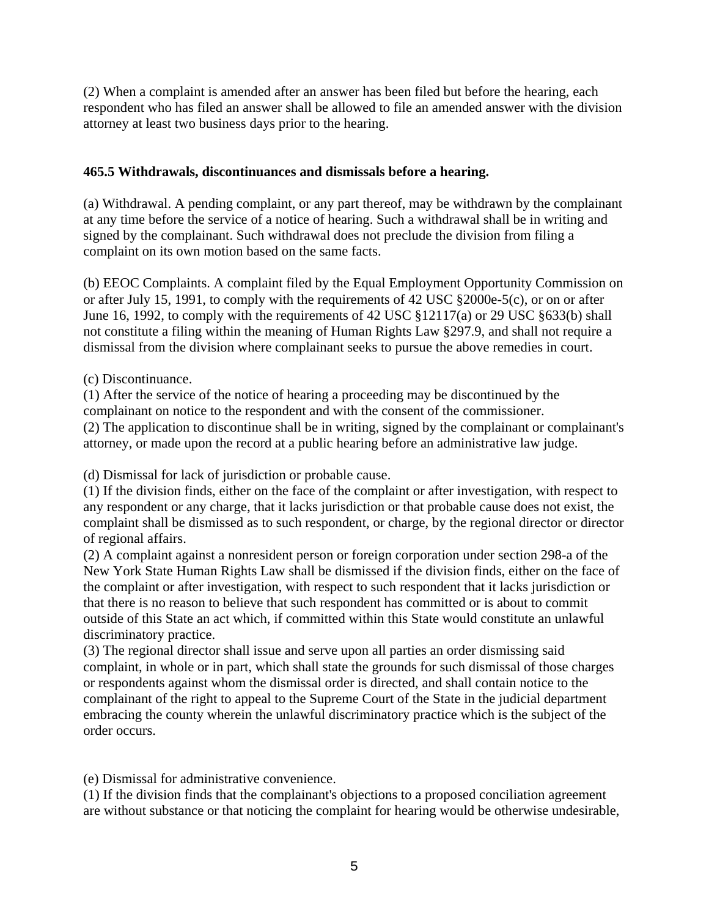(2) When a complaint is amended after an answer has been filed but before the hearing, each respondent who has filed an answer shall be allowed to file an amended answer with the division attorney at least two business days prior to the hearing.

**465.5 Withdrawals, discontinuances and dismissals before a hearing.**

(a) Withdrawal. A pending complaint, or any part thereof, may be withdrawn by the complainant at any time before the service of a notice of hearing. Such a withdrawal shall be in writing and signed by the complainant. Such withdrawal does not preclude the division from filing a complaint on its own motion based on the same facts.

(b) EEOC Complaints. A complaint filed by the Equal Employment Opportunity Commission on or after July 15, 1991, to comply with the requirements of 42 USC §2000e-5(c), or on or after June 16, 1992, to comply with the requirements of 42 USC §12117(a) or 29 USC §633(b) shall not constitute a filing within the meaning of Human Rights Law §297.9, and shall not require a dismissal from the division where complainant seeks to pursue the above remedies in court.

(c) Discontinuance.
(1) After the service of the notice of hearing a proceeding may be discontinued by the complainant on notice to the respondent and with the consent of the commissioner.
(2) The application to discontinue shall be in writing, signed by the complainant or complainant's attorney, or made upon the record at a public hearing before an administrative law judge.

(d) Dismissal for lack of jurisdiction or probable cause.
(1) If the division finds, either on the face of the complaint or after investigation, with respect to any respondent or any charge, that it lacks jurisdiction or that probable cause does not exist, the complaint shall be dismissed as to such respondent, or charge, by the regional director or director of regional affairs.
(2) A complaint against a nonresident person or foreign corporation under section 298-a of the New York State Human Rights Law shall be dismissed if the division finds, either on the face of the complaint or after investigation, with respect to such respondent that it lacks jurisdiction or that there is no reason to believe that such respondent has committed or is about to commit outside of this State an act which, if committed within this State would constitute an unlawful discriminatory practice.
(3) The regional director shall issue and serve upon all parties an order dismissing said complaint, in whole or in part, which shall state the grounds for such dismissal of those charges or respondents against whom the dismissal order is directed, and shall contain notice to the complainant of the right to appeal to the Supreme Court of the State in the judicial department embracing the county wherein the unlawful discriminatory practice which is the subject of the order occurs.

(e) Dismissal for administrative convenience.
(1) If the division finds that the complainant's objections to a proposed conciliation agreement are without substance or that noticing the complaint for hearing would be otherwise undesirable,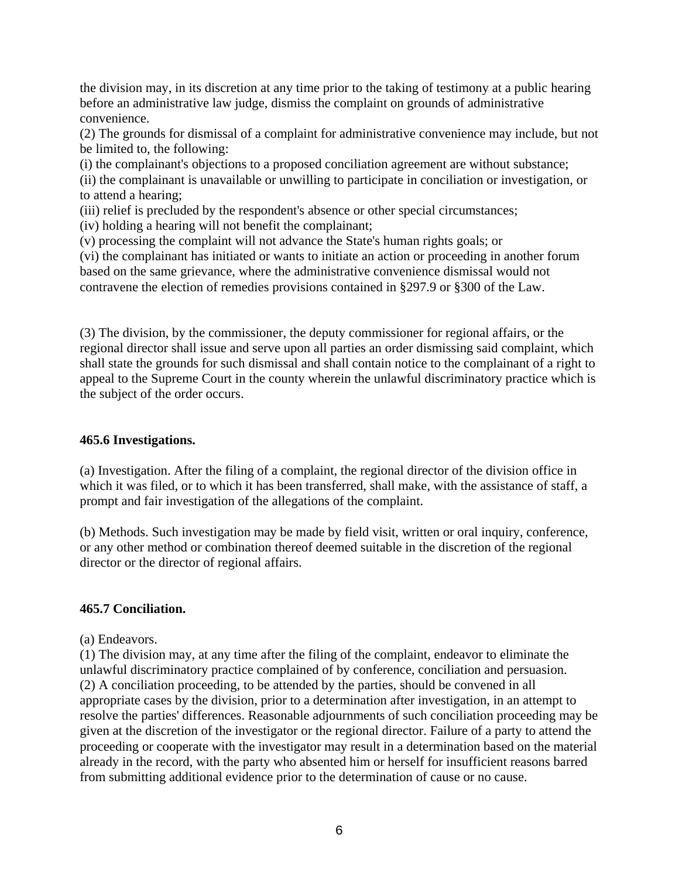the division may, in its discretion at any time prior to the taking of testimony at a public hearing before an administrative law judge, dismiss the complaint on grounds of administrative convenience.

(2) The grounds for dismissal of a complaint for administrative convenience may include, but not be limited to, the following:

(i) the complainant's objections to a proposed conciliation agreement are without substance;

(ii) the complainant is unavailable or unwilling to participate in conciliation or investigation, or to attend a hearing;

(iii) relief is precluded by the respondent's absence or other special circumstances;

(iv) holding a hearing will not benefit the complainant;

(v) processing the complaint will not advance the State's human rights goals; or

(vi) the complainant has initiated or wants to initiate an action or proceeding in another forum based on the same grievance, where the administrative convenience dismissal would not contravene the election of remedies provisions contained in §297.9 or §300 of the Law.

(3) The division, by the commissioner, the deputy commissioner for regional affairs, or the regional director shall issue and serve upon all parties an order dismissing said complaint, which shall state the grounds for such dismissal and shall contain notice to the complainant of a right to appeal to the Supreme Court in the county wherein the unlawful discriminatory practice which is the subject of the order occurs.

**465.6 Investigations.**

(a) Investigation. After the filing of a complaint, the regional director of the division office in which it was filed, or to which it has been transferred, shall make, with the assistance of staff, a prompt and fair investigation of the allegations of the complaint.

(b) Methods. Such investigation may be made by field visit, written or oral inquiry, conference, or any other method or combination thereof deemed suitable in the discretion of the regional director or the director of regional affairs.

**465.7 Conciliation.**

(a) Endeavors.

(1) The division may, at any time after the filing of the complaint, endeavor to eliminate the unlawful discriminatory practice complained of by conference, conciliation and persuasion.

(2) A conciliation proceeding, to be attended by the parties, should be convened in all appropriate cases by the division, prior to a determination after investigation, in an attempt to resolve the parties' differences. Reasonable adjournments of such conciliation proceeding may be given at the discretion of the investigator or the regional director. Failure of a party to attend the proceeding or cooperate with the investigator may result in a determination based on the material already in the record, with the party who absented him or herself for insufficient reasons barred from submitting additional evidence prior to the determination of cause or no cause.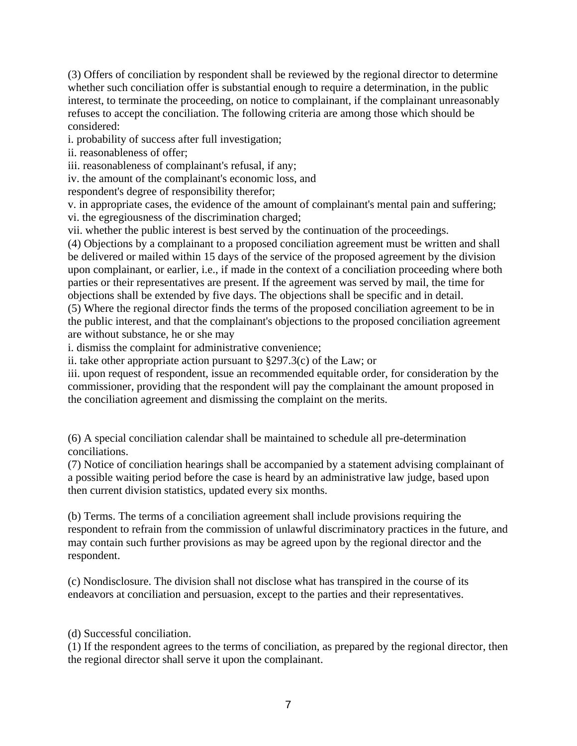(3) Offers of conciliation by respondent shall be reviewed by the regional director to determine whether such conciliation offer is substantial enough to require a determination, in the public interest, to terminate the proceeding, on notice to complainant, if the complainant unreasonably refuses to accept the conciliation. The following criteria are among those which should be considered:

i. probability of success after full investigation;

ii. reasonableness of offer;

iii. reasonableness of complainant's refusal, if any;

iv. the amount of the complainant's economic loss, and respondent's degree of responsibility therefor;

v. in appropriate cases, the evidence of the amount of complainant's mental pain and suffering;

vi. the egregiousness of the discrimination charged;

vii. whether the public interest is best served by the continuation of the proceedings.

(4) Objections by a complainant to a proposed conciliation agreement must be written and shall be delivered or mailed within 15 days of the service of the proposed agreement by the division upon complainant, or earlier, i.e., if made in the context of a conciliation proceeding where both parties or their representatives are present. If the agreement was served by mail, the time for objections shall be extended by five days. The objections shall be specific and in detail.

(5) Where the regional director finds the terms of the proposed conciliation agreement to be in the public interest, and that the complainant's objections to the proposed conciliation agreement are without substance, he or she may

i. dismiss the complaint for administrative convenience;

ii. take other appropriate action pursuant to §297.3(c) of the Law; or

iii. upon request of respondent, issue an recommended equitable order, for consideration by the commissioner, providing that the respondent will pay the complainant the amount proposed in the conciliation agreement and dismissing the complaint on the merits.

(6) A special conciliation calendar shall be maintained to schedule all pre-determination conciliations.

(7) Notice of conciliation hearings shall be accompanied by a statement advising complainant of a possible waiting period before the case is heard by an administrative law judge, based upon then current division statistics, updated every six months.

(b) Terms. The terms of a conciliation agreement shall include provisions requiring the respondent to refrain from the commission of unlawful discriminatory practices in the future, and may contain such further provisions as may be agreed upon by the regional director and the respondent.

(c) Nondisclosure. The division shall not disclose what has transpired in the course of its endeavors at conciliation and persuasion, except to the parties and their representatives.

(d) Successful conciliation.

(1) If the respondent agrees to the terms of conciliation, as prepared by the regional director, then the regional director shall serve it upon the complainant.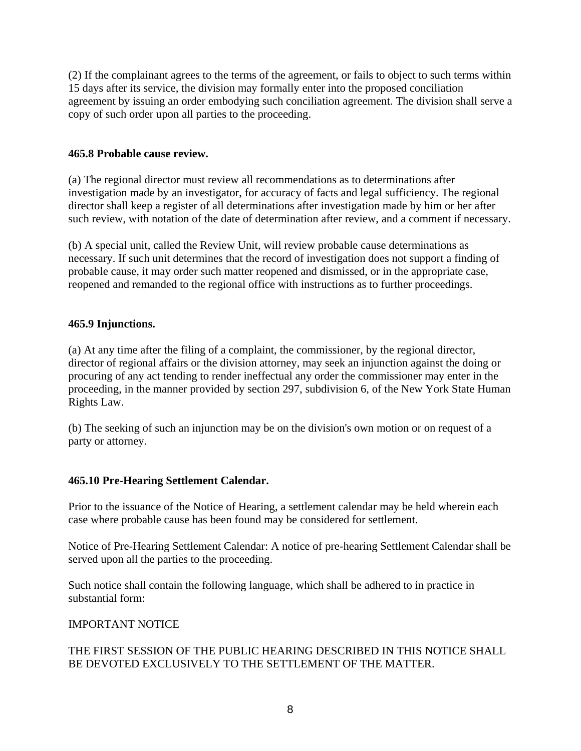(2) If the complainant agrees to the terms of the agreement, or fails to object to such terms within 15 days after its service, the division may formally enter into the proposed conciliation agreement by issuing an order embodying such conciliation agreement. The division shall serve a copy of such order upon all parties to the proceeding.

**465.8 Probable cause review.**

(a) The regional director must review all recommendations as to determinations after investigation made by an investigator, for accuracy of facts and legal sufficiency. The regional director shall keep a register of all determinations after investigation made by him or her after such review, with notation of the date of determination after review, and a comment if necessary.

(b) A special unit, called the Review Unit, will review probable cause determinations as necessary. If such unit determines that the record of investigation does not support a finding of probable cause, it may order such matter reopened and dismissed, or in the appropriate case, reopened and remanded to the regional office with instructions as to further proceedings.

**465.9 Injunctions.**

(a) At any time after the filing of a complaint, the commissioner, by the regional director, director of regional affairs or the division attorney, may seek an injunction against the doing or procuring of any act tending to render ineffectual any order the commissioner may enter in the proceeding, in the manner provided by section 297, subdivision 6, of the New York State Human Rights Law.

(b) The seeking of such an injunction may be on the division's own motion or on request of a party or attorney.

**465.10 Pre-Hearing Settlement Calendar.**

Prior to the issuance of the Notice of Hearing, a settlement calendar may be held wherein each case where probable cause has been found may be considered for settlement.

Notice of Pre-Hearing Settlement Calendar: A notice of pre-hearing Settlement Calendar shall be served upon all the parties to the proceeding.

Such notice shall contain the following language, which shall be adhered to in practice in substantial form:

IMPORTANT NOTICE

THE FIRST SESSION OF THE PUBLIC HEARING DESCRIBED IN THIS NOTICE SHALL BE DEVOTED EXCLUSIVELY TO THE SETTLEMENT OF THE MATTER.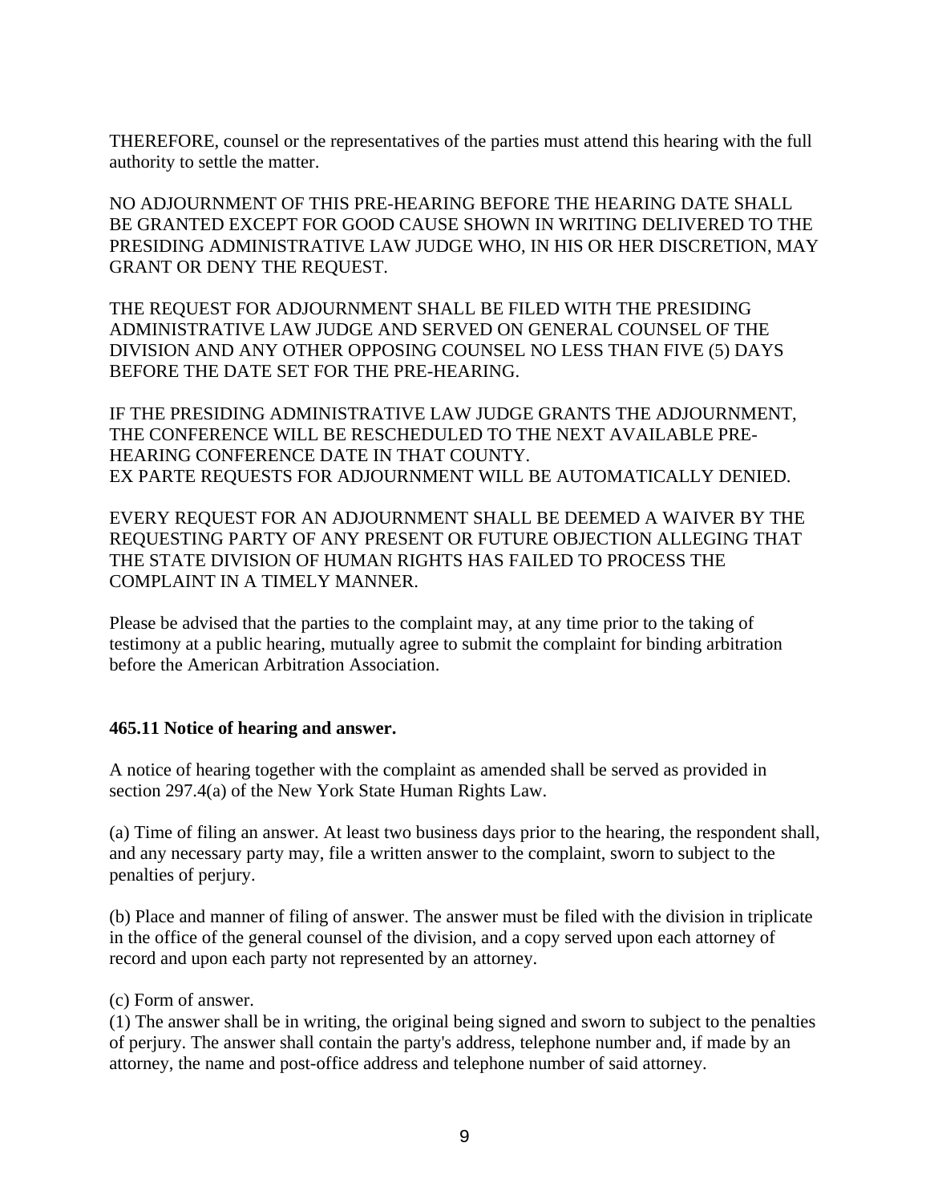THEREFORE, counsel or the representatives of the parties must attend this hearing with the full authority to settle the matter.

NO ADJOURNMENT OF THIS PRE-HEARING BEFORE THE HEARING DATE SHALL BE GRANTED EXCEPT FOR GOOD CAUSE SHOWN IN WRITING DELIVERED TO THE PRESIDING ADMINISTRATIVE LAW JUDGE WHO, IN HIS OR HER DISCRETION, MAY GRANT OR DENY THE REQUEST.

THE REQUEST FOR ADJOURNMENT SHALL BE FILED WITH THE PRESIDING ADMINISTRATIVE LAW JUDGE AND SERVED ON GENERAL COUNSEL OF THE DIVISION AND ANY OTHER OPPOSING COUNSEL NO LESS THAN FIVE (5) DAYS BEFORE THE DATE SET FOR THE PRE-HEARING.

IF THE PRESIDING ADMINISTRATIVE LAW JUDGE GRANTS THE ADJOURNMENT, THE CONFERENCE WILL BE RESCHEDULED TO THE NEXT AVAILABLE PRE-HEARING CONFERENCE DATE IN THAT COUNTY.
EX PARTE REQUESTS FOR ADJOURNMENT WILL BE AUTOMATICALLY DENIED.

EVERY REQUEST FOR AN ADJOURNMENT SHALL BE DEEMED A WAIVER BY THE REQUESTING PARTY OF ANY PRESENT OR FUTURE OBJECTION ALLEGING THAT THE STATE DIVISION OF HUMAN RIGHTS HAS FAILED TO PROCESS THE COMPLAINT IN A TIMELY MANNER.

Please be advised that the parties to the complaint may, at any time prior to the taking of testimony at a public hearing, mutually agree to submit the complaint for binding arbitration before the American Arbitration Association.

**465.11 Notice of hearing and answer.**

A notice of hearing together with the complaint as amended shall be served as provided in section 297.4(a) of the New York State Human Rights Law.

(a) Time of filing an answer. At least two business days prior to the hearing, the respondent shall, and any necessary party may, file a written answer to the complaint, sworn to subject to the penalties of perjury.

(b) Place and manner of filing of answer. The answer must be filed with the division in triplicate in the office of the general counsel of the division, and a copy served upon each attorney of record and upon each party not represented by an attorney.

(c) Form of answer.
(1) The answer shall be in writing, the original being signed and sworn to subject to the penalties of perjury. The answer shall contain the party's address, telephone number and, if made by an attorney, the name and post-office address and telephone number of said attorney.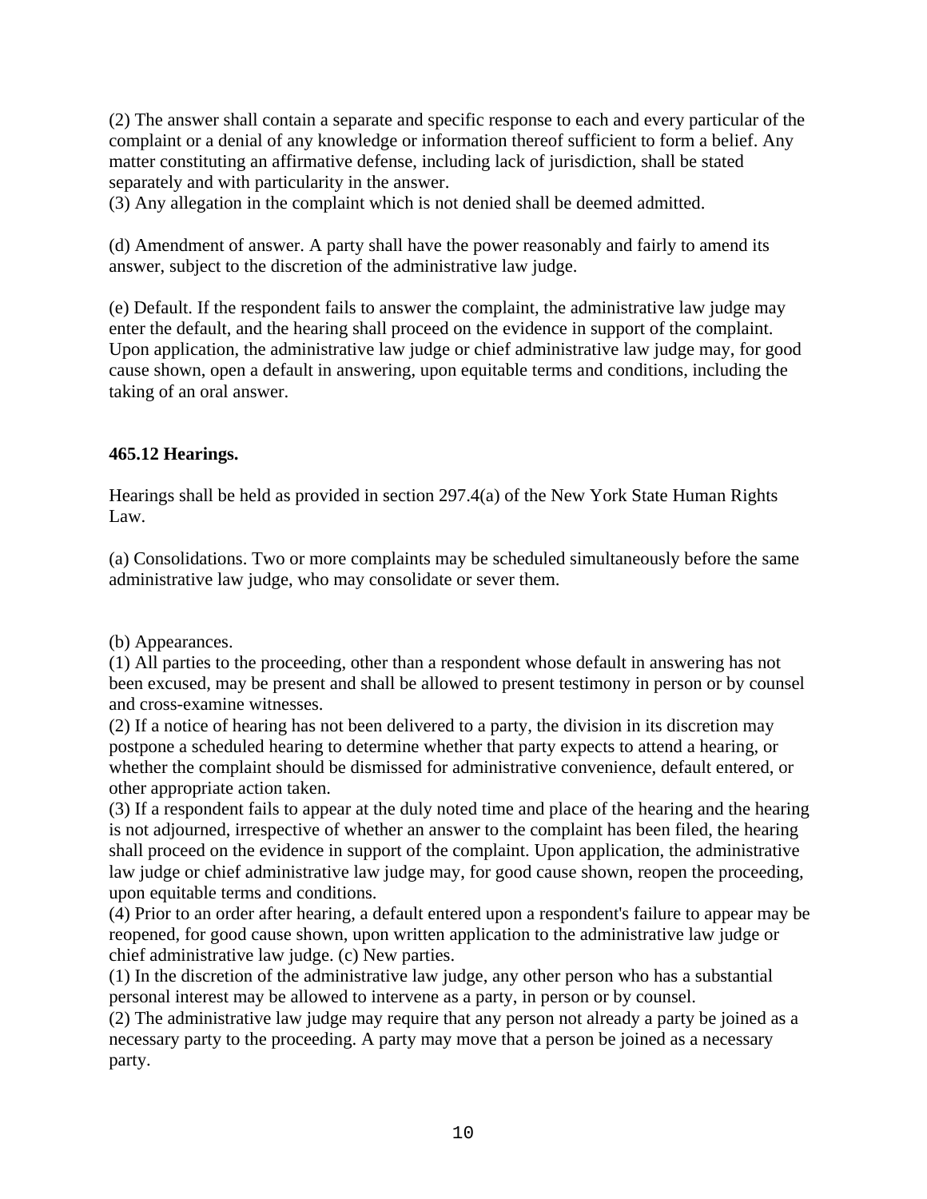(2) The answer shall contain a separate and specific response to each and every particular of the complaint or a denial of any knowledge or information thereof sufficient to form a belief. Any matter constituting an affirmative defense, including lack of jurisdiction, shall be stated separately and with particularity in the answer.
(3) Any allegation in the complaint which is not denied shall be deemed admitted.

(d) Amendment of answer. A party shall have the power reasonably and fairly to amend its answer, subject to the discretion of the administrative law judge.

(e) Default. If the respondent fails to answer the complaint, the administrative law judge may enter the default, and the hearing shall proceed on the evidence in support of the complaint. Upon application, the administrative law judge or chief administrative law judge may, for good cause shown, open a default in answering, upon equitable terms and conditions, including the taking of an oral answer.

**465.12 Hearings.**

Hearings shall be held as provided in section 297.4(a) of the New York State Human Rights Law.

(a) Consolidations. Two or more complaints may be scheduled simultaneously before the same administrative law judge, who may consolidate or sever them.

(b) Appearances.
(1) All parties to the proceeding, other than a respondent whose default in answering has not been excused, may be present and shall be allowed to present testimony in person or by counsel and cross-examine witnesses.
(2) If a notice of hearing has not been delivered to a party, the division in its discretion may postpone a scheduled hearing to determine whether that party expects to attend a hearing, or whether the complaint should be dismissed for administrative convenience, default entered, or other appropriate action taken.
(3) If a respondent fails to appear at the duly noted time and place of the hearing and the hearing is not adjourned, irrespective of whether an answer to the complaint has been filed, the hearing shall proceed on the evidence in support of the complaint. Upon application, the administrative law judge or chief administrative law judge may, for good cause shown, reopen the proceeding, upon equitable terms and conditions.
(4) Prior to an order after hearing, a default entered upon a respondent's failure to appear may be reopened, for good cause shown, upon written application to the administrative law judge or chief administrative law judge. (c) New parties.
(1) In the discretion of the administrative law judge, any other person who has a substantial personal interest may be allowed to intervene as a party, in person or by counsel.
(2) The administrative law judge may require that any person not already a party be joined as a necessary party to the proceeding. A party may move that a person be joined as a necessary party.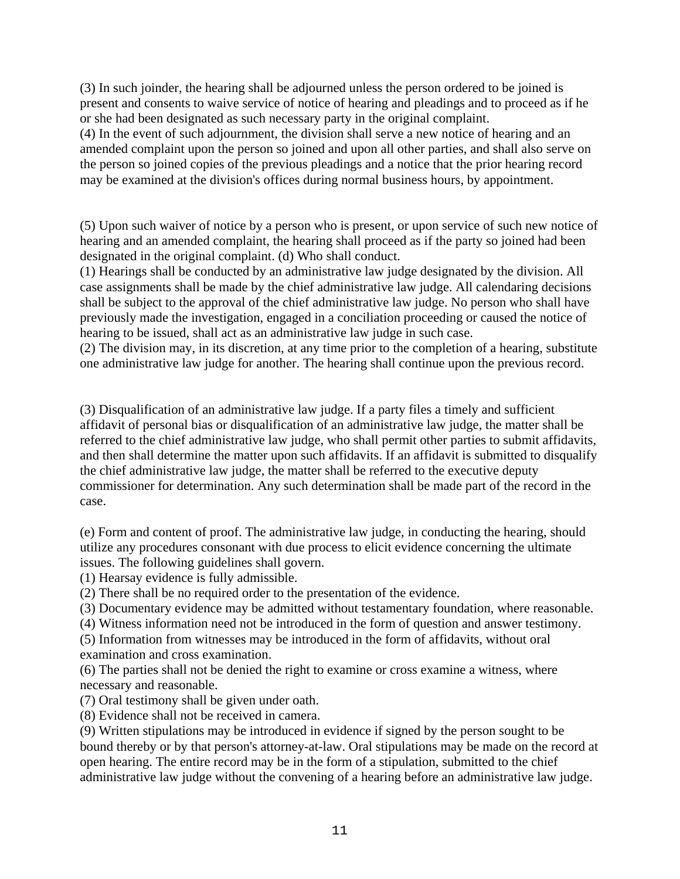(3) In such joinder, the hearing shall be adjourned unless the person ordered to be joined is present and consents to waive service of notice of hearing and pleadings and to proceed as if he or she had been designated as such necessary party in the original complaint.
(4) In the event of such adjournment, the division shall serve a new notice of hearing and an amended complaint upon the person so joined and upon all other parties, and shall also serve on the person so joined copies of the previous pleadings and a notice that the prior hearing record may be examined at the division's offices during normal business hours, by appointment.

(5) Upon such waiver of notice by a person who is present, or upon service of such new notice of hearing and an amended complaint, the hearing shall proceed as if the party so joined had been designated in the original complaint. (d) Who shall conduct.
(1) Hearings shall be conducted by an administrative law judge designated by the division. All case assignments shall be made by the chief administrative law judge. All calendaring decisions shall be subject to the approval of the chief administrative law judge. No person who shall have previously made the investigation, engaged in a conciliation proceeding or caused the notice of hearing to be issued, shall act as an administrative law judge in such case.
(2) The division may, in its discretion, at any time prior to the completion of a hearing, substitute one administrative law judge for another. The hearing shall continue upon the previous record.

(3) Disqualification of an administrative law judge. If a party files a timely and sufficient affidavit of personal bias or disqualification of an administrative law judge, the matter shall be referred to the chief administrative law judge, who shall permit other parties to submit affidavits, and then shall determine the matter upon such affidavits. If an affidavit is submitted to disqualify the chief administrative law judge, the matter shall be referred to the executive deputy commissioner for determination. Any such determination shall be made part of the record in the case.

(e) Form and content of proof. The administrative law judge, in conducting the hearing, should utilize any procedures consonant with due process to elicit evidence concerning the ultimate issues. The following guidelines shall govern.
(1) Hearsay evidence is fully admissible.
(2) There shall be no required order to the presentation of the evidence.
(3) Documentary evidence may be admitted without testamentary foundation, where reasonable.
(4) Witness information need not be introduced in the form of question and answer testimony.
(5) Information from witnesses may be introduced in the form of affidavits, without oral examination and cross examination.
(6) The parties shall not be denied the right to examine or cross examine a witness, where necessary and reasonable.
(7) Oral testimony shall be given under oath.
(8) Evidence shall not be received in camera.
(9) Written stipulations may be introduced in evidence if signed by the person sought to be bound thereby or by that person's attorney-at-law. Oral stipulations may be made on the record at open hearing. The entire record may be in the form of a stipulation, submitted to the chief administrative law judge without the convening of a hearing before an administrative law judge.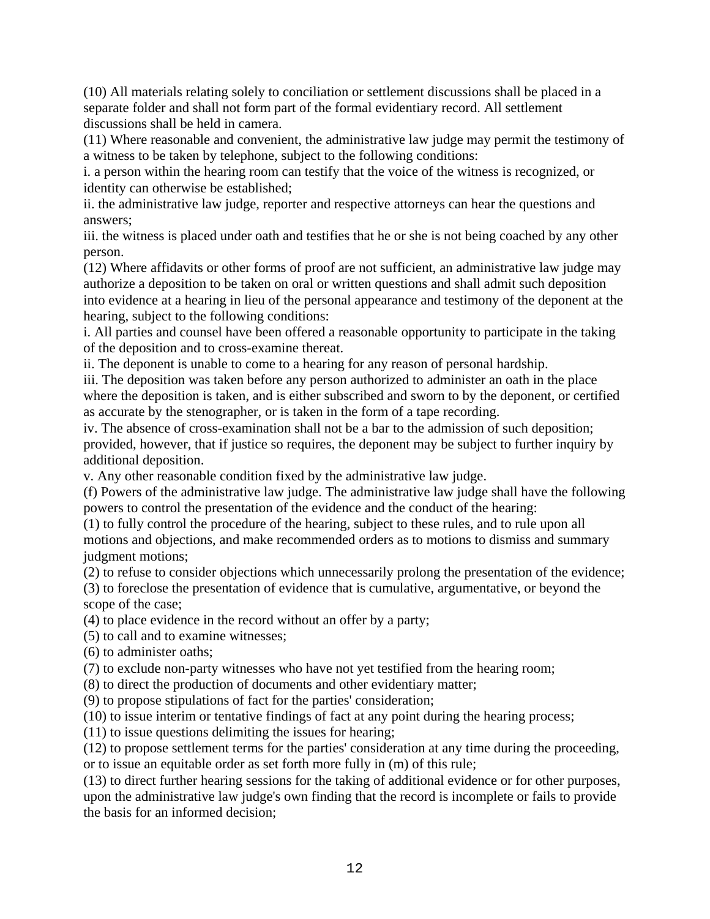(10) All materials relating solely to conciliation or settlement discussions shall be placed in a separate folder and shall not form part of the formal evidentiary record. All settlement discussions shall be held in camera.

(11) Where reasonable and convenient, the administrative law judge may permit the testimony of a witness to be taken by telephone, subject to the following conditions:

i. a person within the hearing room can testify that the voice of the witness is recognized, or identity can otherwise be established;

ii. the administrative law judge, reporter and respective attorneys can hear the questions and answers;

iii. the witness is placed under oath and testifies that he or she is not being coached by any other person.

(12) Where affidavits or other forms of proof are not sufficient, an administrative law judge may authorize a deposition to be taken on oral or written questions and shall admit such deposition into evidence at a hearing in lieu of the personal appearance and testimony of the deponent at the hearing, subject to the following conditions:

i. All parties and counsel have been offered a reasonable opportunity to participate in the taking of the deposition and to cross-examine thereat.

ii. The deponent is unable to come to a hearing for any reason of personal hardship.

iii. The deposition was taken before any person authorized to administer an oath in the place where the deposition is taken, and is either subscribed and sworn to by the deponent, or certified as accurate by the stenographer, or is taken in the form of a tape recording.

iv. The absence of cross-examination shall not be a bar to the admission of such deposition; provided, however, that if justice so requires, the deponent may be subject to further inquiry by additional deposition.

v. Any other reasonable condition fixed by the administrative law judge.

(f) Powers of the administrative law judge. The administrative law judge shall have the following powers to control the presentation of the evidence and the conduct of the hearing:

(1) to fully control the procedure of the hearing, subject to these rules, and to rule upon all motions and objections, and make recommended orders as to motions to dismiss and summary judgment motions;

(2) to refuse to consider objections which unnecessarily prolong the presentation of the evidence;

(3) to foreclose the presentation of evidence that is cumulative, argumentative, or beyond the scope of the case;

(4) to place evidence in the record without an offer by a party;

(5) to call and to examine witnesses;

(6) to administer oaths;

(7) to exclude non-party witnesses who have not yet testified from the hearing room;

(8) to direct the production of documents and other evidentiary matter;

(9) to propose stipulations of fact for the parties' consideration;

(10) to issue interim or tentative findings of fact at any point during the hearing process;

(11) to issue questions delimiting the issues for hearing;

(12) to propose settlement terms for the parties' consideration at any time during the proceeding, or to issue an equitable order as set forth more fully in (m) of this rule;

(13) to direct further hearing sessions for the taking of additional evidence or for other purposes, upon the administrative law judge's own finding that the record is incomplete or fails to provide the basis for an informed decision;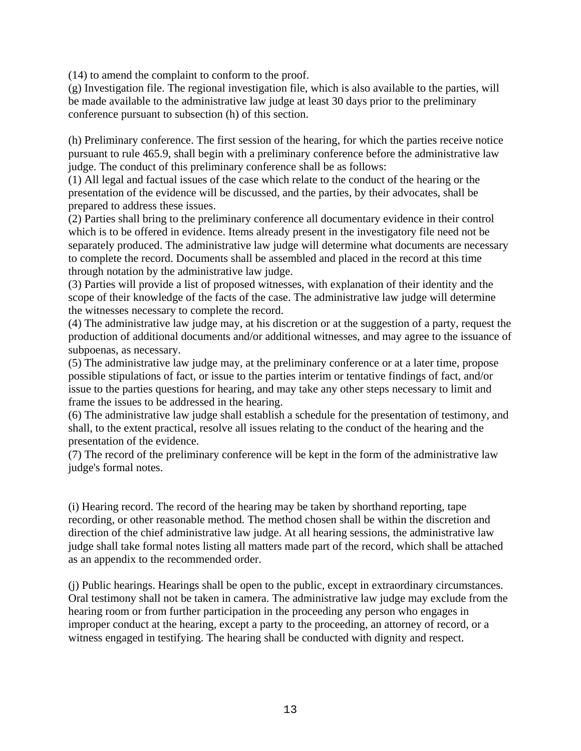(14) to amend the complaint to conform to the proof.
(g) Investigation file. The regional investigation file, which is also available to the parties, will be made available to the administrative law judge at least 30 days prior to the preliminary conference pursuant to subsection (h) of this section.

(h) Preliminary conference. The first session of the hearing, for which the parties receive notice pursuant to rule 465.9, shall begin with a preliminary conference before the administrative law judge. The conduct of this preliminary conference shall be as follows:
(1) All legal and factual issues of the case which relate to the conduct of the hearing or the presentation of the evidence will be discussed, and the parties, by their advocates, shall be prepared to address these issues.
(2) Parties shall bring to the preliminary conference all documentary evidence in their control which is to be offered in evidence. Items already present in the investigatory file need not be separately produced. The administrative law judge will determine what documents are necessary to complete the record. Documents shall be assembled and placed in the record at this time through notation by the administrative law judge.
(3) Parties will provide a list of proposed witnesses, with explanation of their identity and the scope of their knowledge of the facts of the case. The administrative law judge will determine the witnesses necessary to complete the record.
(4) The administrative law judge may, at his discretion or at the suggestion of a party, request the production of additional documents and/or additional witnesses, and may agree to the issuance of subpoenas, as necessary.
(5) The administrative law judge may, at the preliminary conference or at a later time, propose possible stipulations of fact, or issue to the parties interim or tentative findings of fact, and/or issue to the parties questions for hearing, and may take any other steps necessary to limit and frame the issues to be addressed in the hearing.
(6) The administrative law judge shall establish a schedule for the presentation of testimony, and shall, to the extent practical, resolve all issues relating to the conduct of the hearing and the presentation of the evidence.
(7) The record of the preliminary conference will be kept in the form of the administrative law judge's formal notes.

(i) Hearing record. The record of the hearing may be taken by shorthand reporting, tape recording, or other reasonable method. The method chosen shall be within the discretion and direction of the chief administrative law judge. At all hearing sessions, the administrative law judge shall take formal notes listing all matters made part of the record, which shall be attached as an appendix to the recommended order.

(j) Public hearings. Hearings shall be open to the public, except in extraordinary circumstances. Oral testimony shall not be taken in camera. The administrative law judge may exclude from the hearing room or from further participation in the proceeding any person who engages in improper conduct at the hearing, except a party to the proceeding, an attorney of record, or a witness engaged in testifying. The hearing shall be conducted with dignity and respect.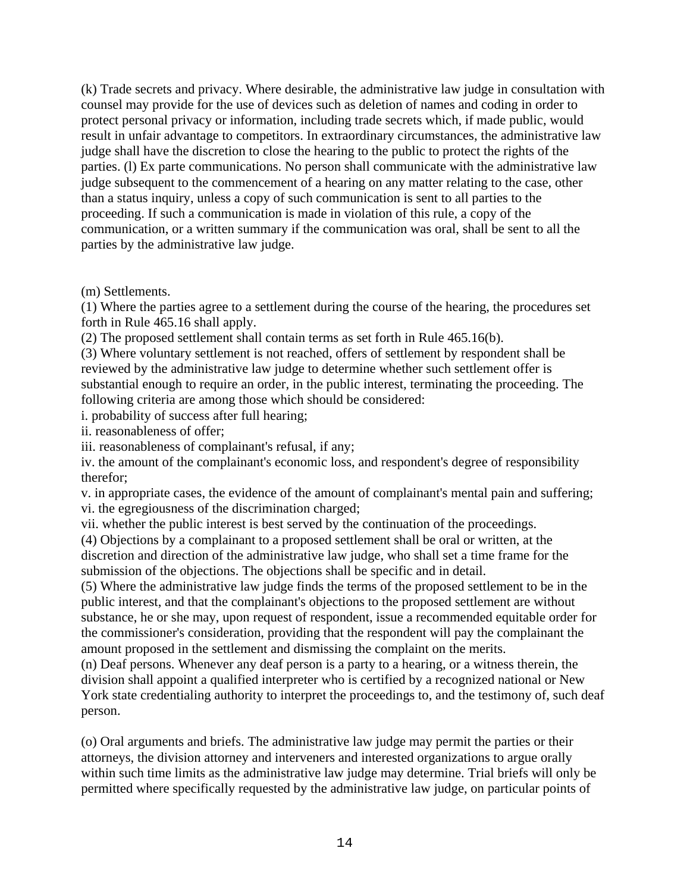(k) Trade secrets and privacy. Where desirable, the administrative law judge in consultation with counsel may provide for the use of devices such as deletion of names and coding in order to protect personal privacy or information, including trade secrets which, if made public, would result in unfair advantage to competitors. In extraordinary circumstances, the administrative law judge shall have the discretion to close the hearing to the public to protect the rights of the parties. (l) Ex parte communications. No person shall communicate with the administrative law judge subsequent to the commencement of a hearing on any matter relating to the case, other than a status inquiry, unless a copy of such communication is sent to all parties to the proceeding. If such a communication is made in violation of this rule, a copy of the communication, or a written summary if the communication was oral, shall be sent to all the parties by the administrative law judge.

(m) Settlements.

(1) Where the parties agree to a settlement during the course of the hearing, the procedures set forth in Rule 465.16 shall apply.

(2) The proposed settlement shall contain terms as set forth in Rule 465.16(b).

(3) Where voluntary settlement is not reached, offers of settlement by respondent shall be reviewed by the administrative law judge to determine whether such settlement offer is substantial enough to require an order, in the public interest, terminating the proceeding. The following criteria are among those which should be considered:

i. probability of success after full hearing;

ii. reasonableness of offer;

iii. reasonableness of complainant's refusal, if any;

iv. the amount of the complainant's economic loss, and respondent's degree of responsibility therefor;

v. in appropriate cases, the evidence of the amount of complainant's mental pain and suffering;

vi. the egregiousness of the discrimination charged;

vii. whether the public interest is best served by the continuation of the proceedings.

(4) Objections by a complainant to a proposed settlement shall be oral or written, at the discretion and direction of the administrative law judge, who shall set a time frame for the submission of the objections. The objections shall be specific and in detail.

(5) Where the administrative law judge finds the terms of the proposed settlement to be in the public interest, and that the complainant's objections to the proposed settlement are without substance, he or she may, upon request of respondent, issue a recommended equitable order for the commissioner's consideration, providing that the respondent will pay the complainant the amount proposed in the settlement and dismissing the complaint on the merits.

(n) Deaf persons. Whenever any deaf person is a party to a hearing, or a witness therein, the division shall appoint a qualified interpreter who is certified by a recognized national or New York state credentialing authority to interpret the proceedings to, and the testimony of, such deaf person.

(o) Oral arguments and briefs. The administrative law judge may permit the parties or their attorneys, the division attorney and interveners and interested organizations to argue orally within such time limits as the administrative law judge may determine. Trial briefs will only be permitted where specifically requested by the administrative law judge, on particular points of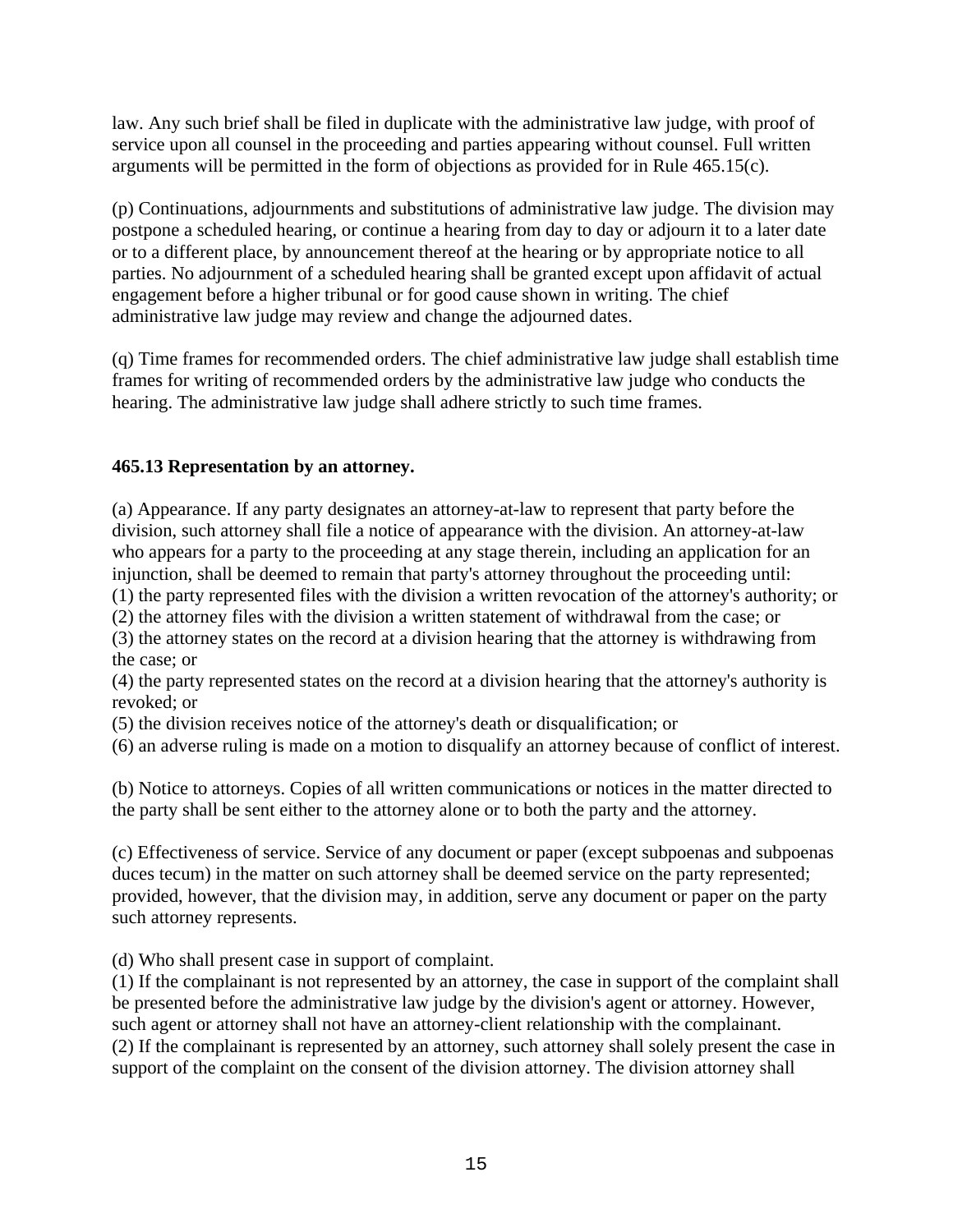law. Any such brief shall be filed in duplicate with the administrative law judge, with proof of service upon all counsel in the proceeding and parties appearing without counsel. Full written arguments will be permitted in the form of objections as provided for in Rule 465.15(c).

(p) Continuations, adjournments and substitutions of administrative law judge. The division may postpone a scheduled hearing, or continue a hearing from day to day or adjourn it to a later date or to a different place, by announcement thereof at the hearing or by appropriate notice to all parties. No adjournment of a scheduled hearing shall be granted except upon affidavit of actual engagement before a higher tribunal or for good cause shown in writing. The chief administrative law judge may review and change the adjourned dates.

(q) Time frames for recommended orders. The chief administrative law judge shall establish time frames for writing of recommended orders by the administrative law judge who conducts the hearing. The administrative law judge shall adhere strictly to such time frames.

**465.13 Representation by an attorney.**

(a) Appearance. If any party designates an attorney-at-law to represent that party before the division, such attorney shall file a notice of appearance with the division. An attorney-at-law who appears for a party to the proceeding at any stage therein, including an application for an injunction, shall be deemed to remain that party's attorney throughout the proceeding until:
(1) the party represented files with the division a written revocation of the attorney's authority; or
(2) the attorney files with the division a written statement of withdrawal from the case; or
(3) the attorney states on the record at a division hearing that the attorney is withdrawing from the case; or
(4) the party represented states on the record at a division hearing that the attorney's authority is revoked; or
(5) the division receives notice of the attorney's death or disqualification; or
(6) an adverse ruling is made on a motion to disqualify an attorney because of conflict of interest.

(b) Notice to attorneys. Copies of all written communications or notices in the matter directed to the party shall be sent either to the attorney alone or to both the party and the attorney.

(c) Effectiveness of service. Service of any document or paper (except subpoenas and subpoenas duces tecum) in the matter on such attorney shall be deemed service on the party represented; provided, however, that the division may, in addition, serve any document or paper on the party such attorney represents.

(d) Who shall present case in support of complaint.
(1) If the complainant is not represented by an attorney, the case in support of the complaint shall be presented before the administrative law judge by the division's agent or attorney. However, such agent or attorney shall not have an attorney-client relationship with the complainant.
(2) If the complainant is represented by an attorney, such attorney shall solely present the case in support of the complaint on the consent of the division attorney. The division attorney shall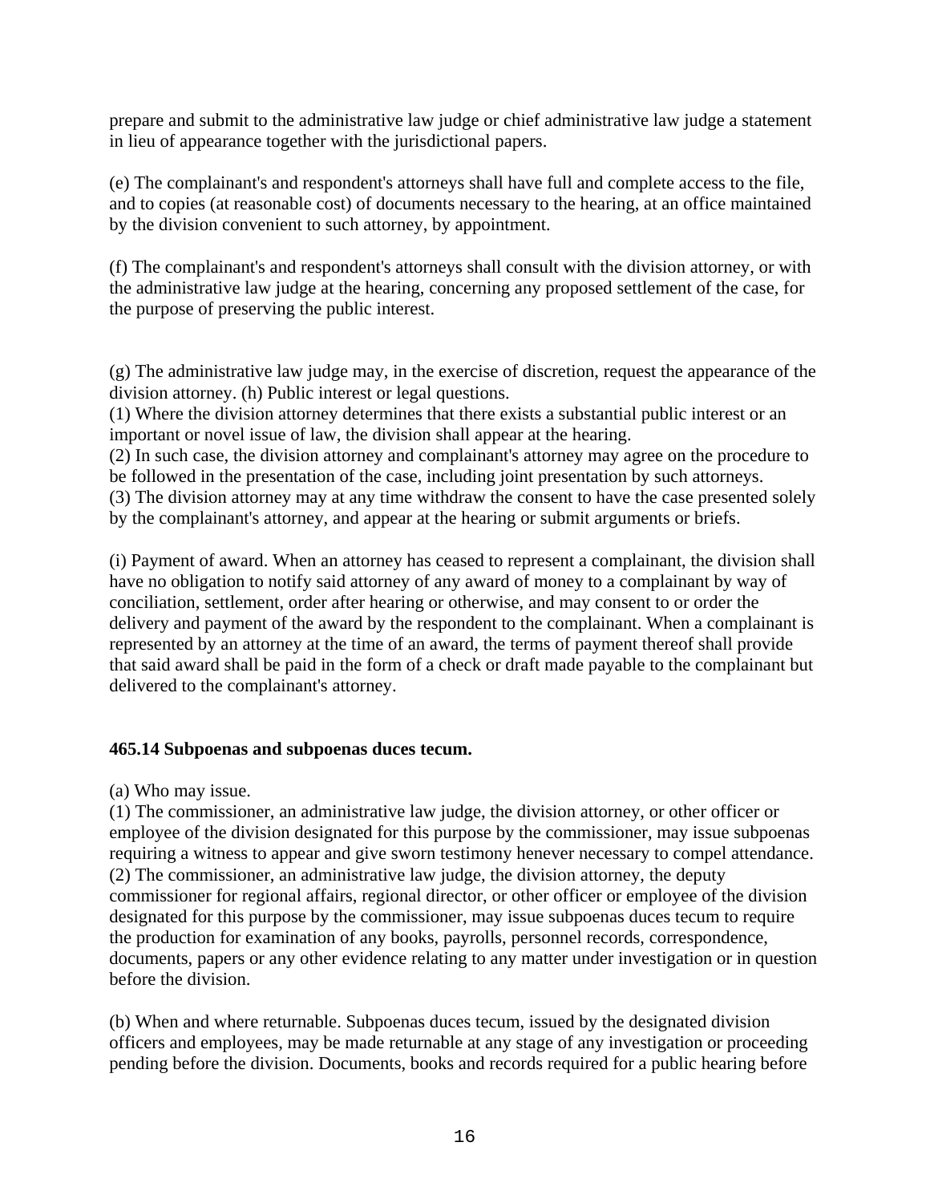prepare and submit to the administrative law judge or chief administrative law judge a statement in lieu of appearance together with the jurisdictional papers.

(e) The complainant's and respondent's attorneys shall have full and complete access to the file, and to copies (at reasonable cost) of documents necessary to the hearing, at an office maintained by the division convenient to such attorney, by appointment.

(f) The complainant's and respondent's attorneys shall consult with the division attorney, or with the administrative law judge at the hearing, concerning any proposed settlement of the case, for the purpose of preserving the public interest.

(g) The administrative law judge may, in the exercise of discretion, request the appearance of the division attorney. (h) Public interest or legal questions.
(1) Where the division attorney determines that there exists a substantial public interest or an important or novel issue of law, the division shall appear at the hearing.
(2) In such case, the division attorney and complainant's attorney may agree on the procedure to be followed in the presentation of the case, including joint presentation by such attorneys.
(3) The division attorney may at any time withdraw the consent to have the case presented solely by the complainant's attorney, and appear at the hearing or submit arguments or briefs.

(i) Payment of award. When an attorney has ceased to represent a complainant, the division shall have no obligation to notify said attorney of any award of money to a complainant by way of conciliation, settlement, order after hearing or otherwise, and may consent to or order the delivery and payment of the award by the respondent to the complainant. When a complainant is represented by an attorney at the time of an award, the terms of payment thereof shall provide that said award shall be paid in the form of a check or draft made payable to the complainant but delivered to the complainant's attorney.

### 465.14 Subpoenas and subpoenas duces tecum.

(a) Who may issue.
(1) The commissioner, an administrative law judge, the division attorney, or other officer or employee of the division designated for this purpose by the commissioner, may issue subpoenas requiring a witness to appear and give sworn testimony henever necessary to compel attendance.
(2) The commissioner, an administrative law judge, the division attorney, the deputy commissioner for regional affairs, regional director, or other officer or employee of the division designated for this purpose by the commissioner, may issue subpoenas duces tecum to require the production for examination of any books, payrolls, personnel records, correspondence, documents, papers or any other evidence relating to any matter under investigation or in question before the division.

(b) When and where returnable. Subpoenas duces tecum, issued by the designated division officers and employees, may be made returnable at any stage of any investigation or proceeding pending before the division. Documents, books and records required for a public hearing before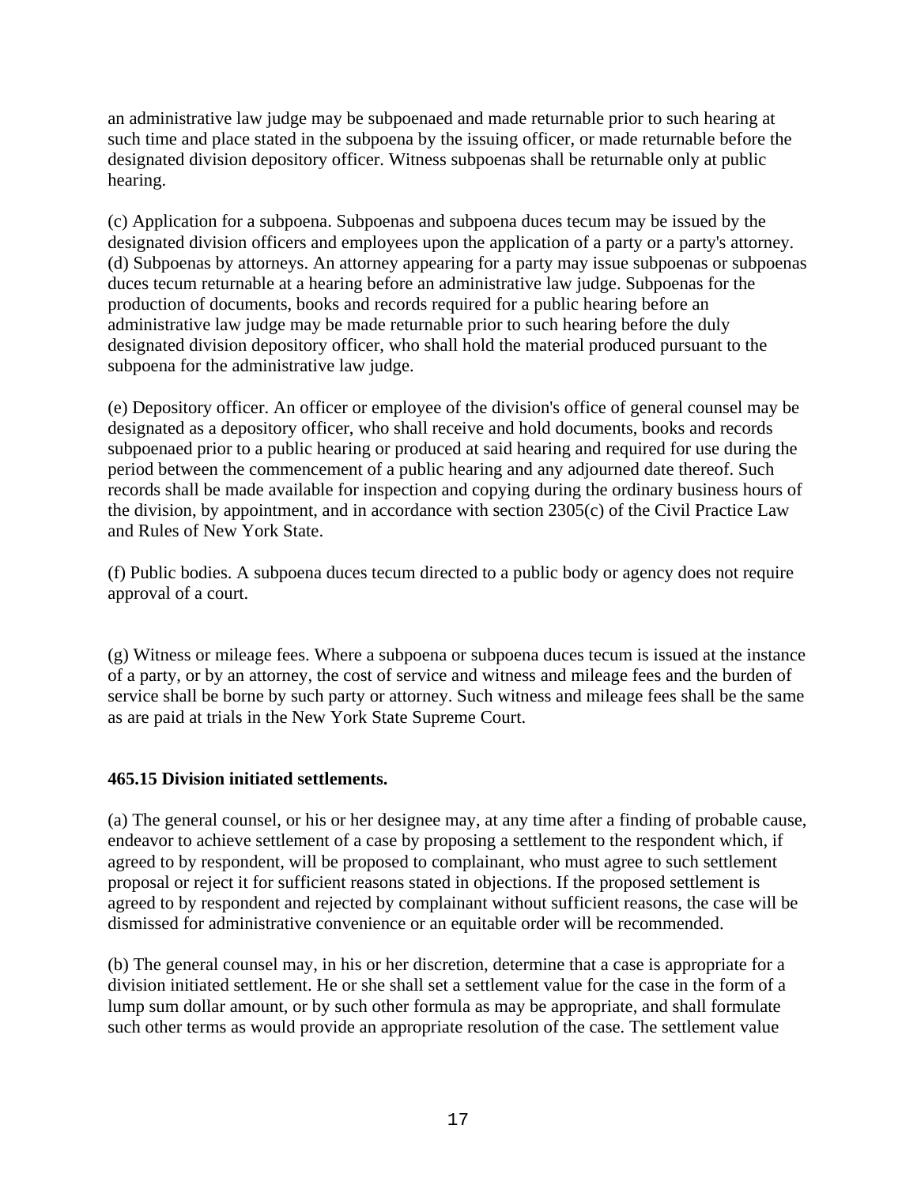an administrative law judge may be subpoenaed and made returnable prior to such hearing at such time and place stated in the subpoena by the issuing officer, or made returnable before the designated division depository officer. Witness subpoenas shall be returnable only at public hearing.

(c) Application for a subpoena. Subpoenas and subpoena duces tecum may be issued by the designated division officers and employees upon the application of a party or a party's attorney.
(d) Subpoenas by attorneys. An attorney appearing for a party may issue subpoenas or subpoenas duces tecum returnable at a hearing before an administrative law judge. Subpoenas for the production of documents, books and records required for a public hearing before an administrative law judge may be made returnable prior to such hearing before the duly designated division depository officer, who shall hold the material produced pursuant to the subpoena for the administrative law judge.

(e) Depository officer. An officer or employee of the division's office of general counsel may be designated as a depository officer, who shall receive and hold documents, books and records subpoenaed prior to a public hearing or produced at said hearing and required for use during the period between the commencement of a public hearing and any adjourned date thereof. Such records shall be made available for inspection and copying during the ordinary business hours of the division, by appointment, and in accordance with section 2305(c) of the Civil Practice Law and Rules of New York State.

(f) Public bodies. A subpoena duces tecum directed to a public body or agency does not require approval of a court.

(g) Witness or mileage fees. Where a subpoena or subpoena duces tecum is issued at the instance of a party, or by an attorney, the cost of service and witness and mileage fees and the burden of service shall be borne by such party or attorney. Such witness and mileage fees shall be the same as are paid at trials in the New York State Supreme Court.

**465.15 Division initiated settlements.**

(a) The general counsel, or his or her designee may, at any time after a finding of probable cause, endeavor to achieve settlement of a case by proposing a settlement to the respondent which, if agreed to by respondent, will be proposed to complainant, who must agree to such settlement proposal or reject it for sufficient reasons stated in objections. If the proposed settlement is agreed to by respondent and rejected by complainant without sufficient reasons, the case will be dismissed for administrative convenience or an equitable order will be recommended.

(b) The general counsel may, in his or her discretion, determine that a case is appropriate for a division initiated settlement. He or she shall set a settlement value for the case in the form of a lump sum dollar amount, or by such other formula as may be appropriate, and shall formulate such other terms as would provide an appropriate resolution of the case. The settlement value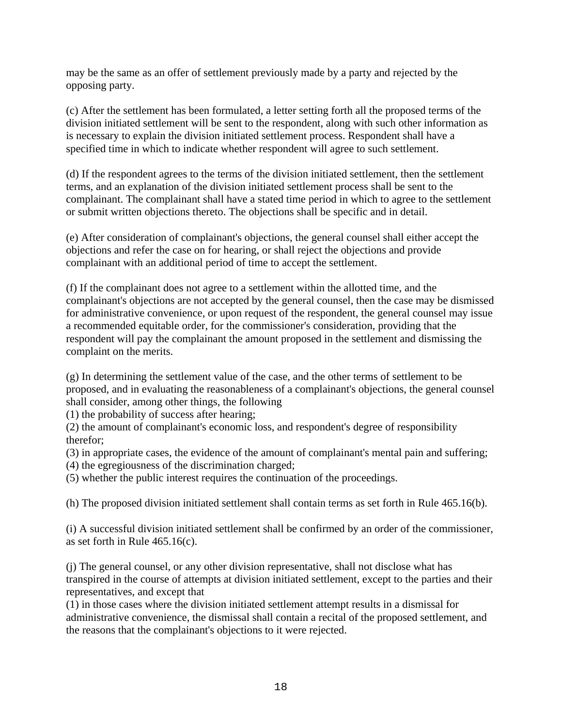may be the same as an offer of settlement previously made by a party and rejected by the opposing party.

(c) After the settlement has been formulated, a letter setting forth all the proposed terms of the division initiated settlement will be sent to the respondent, along with such other information as is necessary to explain the division initiated settlement process. Respondent shall have a specified time in which to indicate whether respondent will agree to such settlement.

(d) If the respondent agrees to the terms of the division initiated settlement, then the settlement terms, and an explanation of the division initiated settlement process shall be sent to the complainant. The complainant shall have a stated time period in which to agree to the settlement or submit written objections thereto. The objections shall be specific and in detail.

(e) After consideration of complainant's objections, the general counsel shall either accept the objections and refer the case on for hearing, or shall reject the objections and provide complainant with an additional period of time to accept the settlement.

(f) If the complainant does not agree to a settlement within the allotted time, and the complainant's objections are not accepted by the general counsel, then the case may be dismissed for administrative convenience, or upon request of the respondent, the general counsel may issue a recommended equitable order, for the commissioner's consideration, providing that the respondent will pay the complainant the amount proposed in the settlement and dismissing the complaint on the merits.

(g) In determining the settlement value of the case, and the other terms of settlement to be proposed, and in evaluating the reasonableness of a complainant's objections, the general counsel shall consider, among other things, the following

(1) the probability of success after hearing;

(2) the amount of complainant's economic loss, and respondent's degree of responsibility therefor;

(3) in appropriate cases, the evidence of the amount of complainant's mental pain and suffering;

(4) the egregiousness of the discrimination charged;

(5) whether the public interest requires the continuation of the proceedings.

(h) The proposed division initiated settlement shall contain terms as set forth in Rule 465.16(b).

(i) A successful division initiated settlement shall be confirmed by an order of the commissioner, as set forth in Rule 465.16(c).

(j) The general counsel, or any other division representative, shall not disclose what has transpired in the course of attempts at division initiated settlement, except to the parties and their representatives, and except that

(1) in those cases where the division initiated settlement attempt results in a dismissal for administrative convenience, the dismissal shall contain a recital of the proposed settlement, and the reasons that the complainant's objections to it were rejected.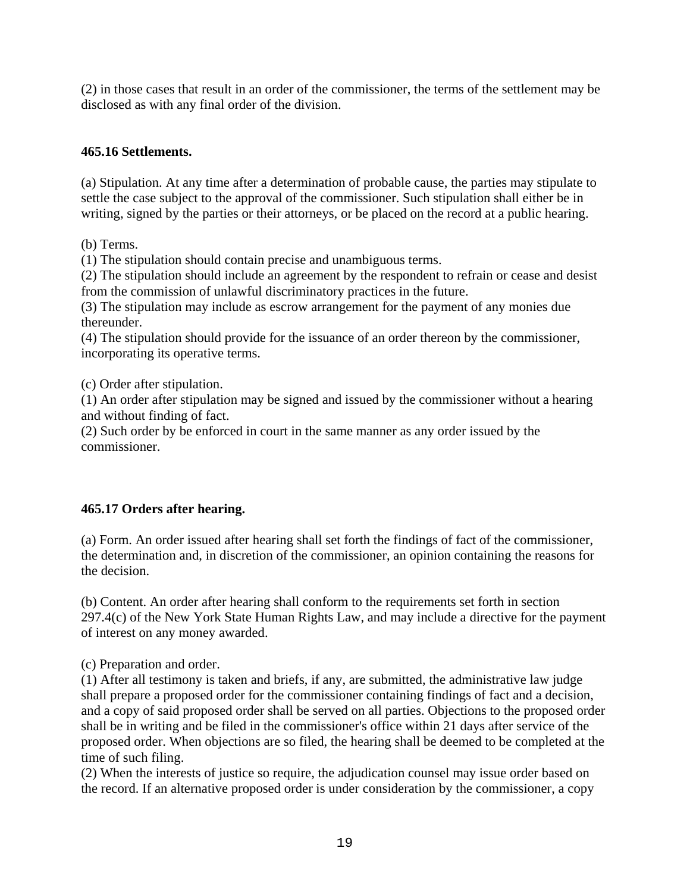(2) in those cases that result in an order of the commissioner, the terms of the settlement may be disclosed as with any final order of the division.

**465.16 Settlements.**

(a) Stipulation. At any time after a determination of probable cause, the parties may stipulate to settle the case subject to the approval of the commissioner. Such stipulation shall either be in writing, signed by the parties or their attorneys, or be placed on the record at a public hearing.

(b) Terms.
(1) The stipulation should contain precise and unambiguous terms.
(2) The stipulation should include an agreement by the respondent to refrain or cease and desist from the commission of unlawful discriminatory practices in the future.
(3) The stipulation may include as escrow arrangement for the payment of any monies due thereunder.
(4) The stipulation should provide for the issuance of an order thereon by the commissioner, incorporating its operative terms.

(c) Order after stipulation.
(1) An order after stipulation may be signed and issued by the commissioner without a hearing and without finding of fact.
(2) Such order by be enforced in court in the same manner as any order issued by the commissioner.

**465.17 Orders after hearing.**

(a) Form. An order issued after hearing shall set forth the findings of fact of the commissioner, the determination and, in discretion of the commissioner, an opinion containing the reasons for the decision.

(b) Content. An order after hearing shall conform to the requirements set forth in section 297.4(c) of the New York State Human Rights Law, and may include a directive for the payment of interest on any money awarded.

(c) Preparation and order.
(1) After all testimony is taken and briefs, if any, are submitted, the administrative law judge shall prepare a proposed order for the commissioner containing findings of fact and a decision, and a copy of said proposed order shall be served on all parties. Objections to the proposed order shall be in writing and be filed in the commissioner's office within 21 days after service of the proposed order. When objections are so filed, the hearing shall be deemed to be completed at the time of such filing.
(2) When the interests of justice so require, the adjudication counsel may issue order based on the record. If an alternative proposed order is under consideration by the commissioner, a copy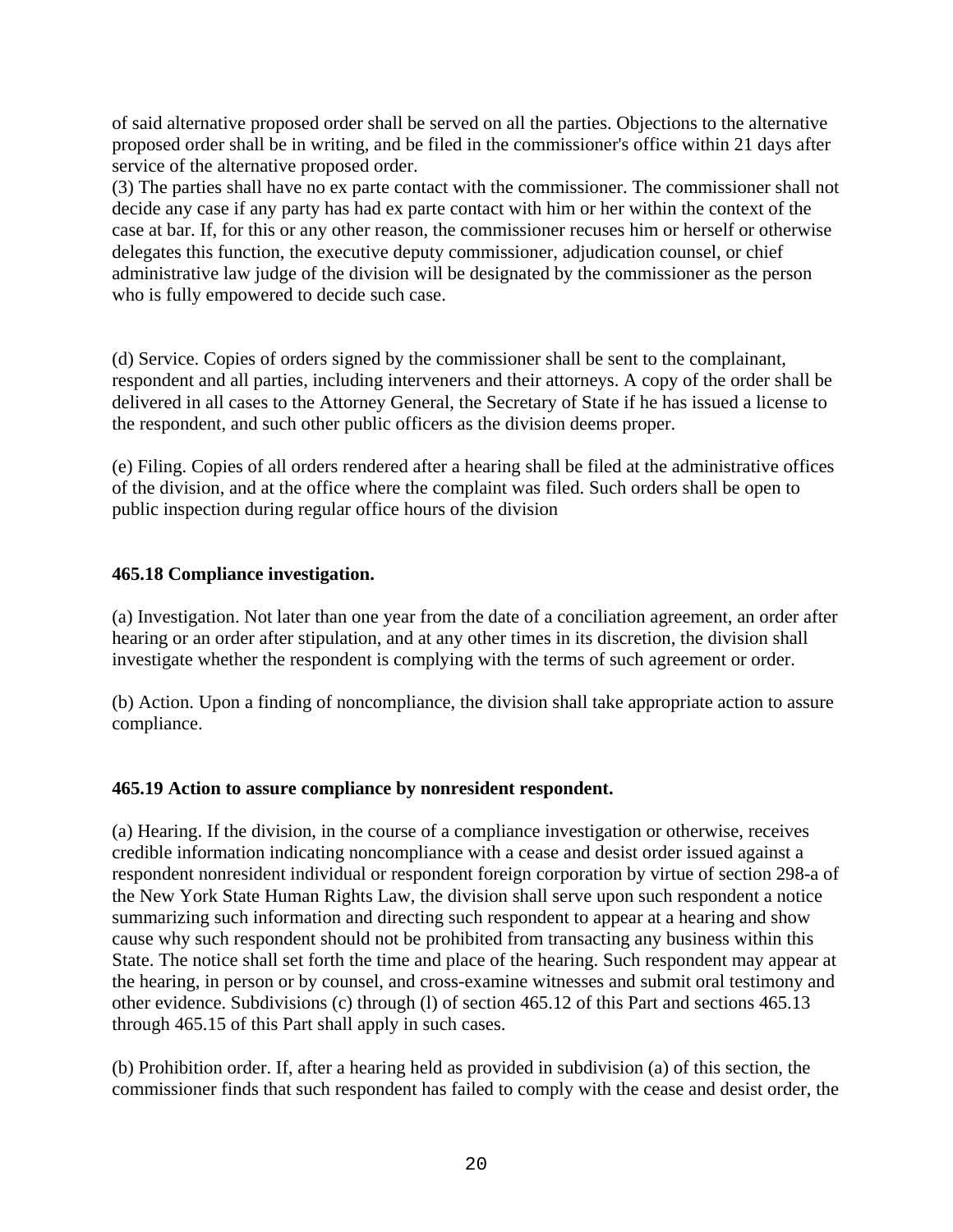of said alternative proposed order shall be served on all the parties. Objections to the alternative proposed order shall be in writing, and be filed in the commissioner's office within 21 days after service of the alternative proposed order.

(3) The parties shall have no ex parte contact with the commissioner. The commissioner shall not decide any case if any party has had ex parte contact with him or her within the context of the case at bar. If, for this or any other reason, the commissioner recuses him or herself or otherwise delegates this function, the executive deputy commissioner, adjudication counsel, or chief administrative law judge of the division will be designated by the commissioner as the person who is fully empowered to decide such case.

(d) Service. Copies of orders signed by the commissioner shall be sent to the complainant, respondent and all parties, including interveners and their attorneys. A copy of the order shall be delivered in all cases to the Attorney General, the Secretary of State if he has issued a license to the respondent, and such other public officers as the division deems proper.

(e) Filing. Copies of all orders rendered after a hearing shall be filed at the administrative offices of the division, and at the office where the complaint was filed. Such orders shall be open to public inspection during regular office hours of the division

**465.18 Compliance investigation.**

(a) Investigation. Not later than one year from the date of a conciliation agreement, an order after hearing or an order after stipulation, and at any other times in its discretion, the division shall investigate whether the respondent is complying with the terms of such agreement or order.

(b) Action. Upon a finding of noncompliance, the division shall take appropriate action to assure compliance.

**465.19 Action to assure compliance by nonresident respondent.**

(a) Hearing. If the division, in the course of a compliance investigation or otherwise, receives credible information indicating noncompliance with a cease and desist order issued against a respondent nonresident individual or respondent foreign corporation by virtue of section 298-a of the New York State Human Rights Law, the division shall serve upon such respondent a notice summarizing such information and directing such respondent to appear at a hearing and show cause why such respondent should not be prohibited from transacting any business within this State. The notice shall set forth the time and place of the hearing. Such respondent may appear at the hearing, in person or by counsel, and cross-examine witnesses and submit oral testimony and other evidence. Subdivisions (c) through (l) of section 465.12 of this Part and sections 465.13 through 465.15 of this Part shall apply in such cases.

(b) Prohibition order. If, after a hearing held as provided in subdivision (a) of this section, the commissioner finds that such respondent has failed to comply with the cease and desist order, the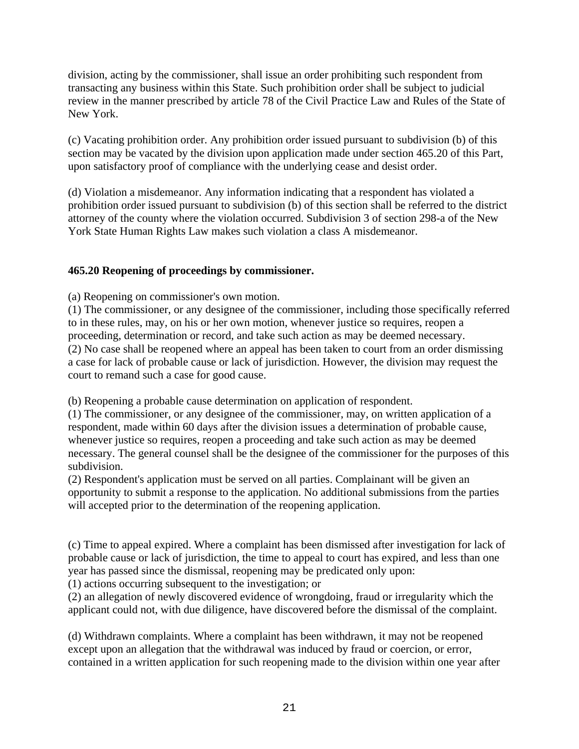division, acting by the commissioner, shall issue an order prohibiting such respondent from transacting any business within this State. Such prohibition order shall be subject to judicial review in the manner prescribed by article 78 of the Civil Practice Law and Rules of the State of New York.

(c) Vacating prohibition order. Any prohibition order issued pursuant to subdivision (b) of this section may be vacated by the division upon application made under section 465.20 of this Part, upon satisfactory proof of compliance with the underlying cease and desist order.

(d) Violation a misdemeanor. Any information indicating that a respondent has violated a prohibition order issued pursuant to subdivision (b) of this section shall be referred to the district attorney of the county where the violation occurred. Subdivision 3 of section 298-a of the New York State Human Rights Law makes such violation a class A misdemeanor.

### 465.20 Reopening of proceedings by commissioner.

(a) Reopening on commissioner's own motion.
(1) The commissioner, or any designee of the commissioner, including those specifically referred to in these rules, may, on his or her own motion, whenever justice so requires, reopen a proceeding, determination or record, and take such action as may be deemed necessary.
(2) No case shall be reopened where an appeal has been taken to court from an order dismissing a case for lack of probable cause or lack of jurisdiction. However, the division may request the court to remand such a case for good cause.

(b) Reopening a probable cause determination on application of respondent.
(1) The commissioner, or any designee of the commissioner, may, on written application of a respondent, made within 60 days after the division issues a determination of probable cause, whenever justice so requires, reopen a proceeding and take such action as may be deemed necessary. The general counsel shall be the designee of the commissioner for the purposes of this subdivision.
(2) Respondent's application must be served on all parties. Complainant will be given an opportunity to submit a response to the application. No additional submissions from the parties will accepted prior to the determination of the reopening application.

(c) Time to appeal expired. Where a complaint has been dismissed after investigation for lack of probable cause or lack of jurisdiction, the time to appeal to court has expired, and less than one year has passed since the dismissal, reopening may be predicated only upon:
(1) actions occurring subsequent to the investigation; or
(2) an allegation of newly discovered evidence of wrongdoing, fraud or irregularity which the applicant could not, with due diligence, have discovered before the dismissal of the complaint.

(d) Withdrawn complaints. Where a complaint has been withdrawn, it may not be reopened except upon an allegation that the withdrawal was induced by fraud or coercion, or error, contained in a written application for such reopening made to the division within one year after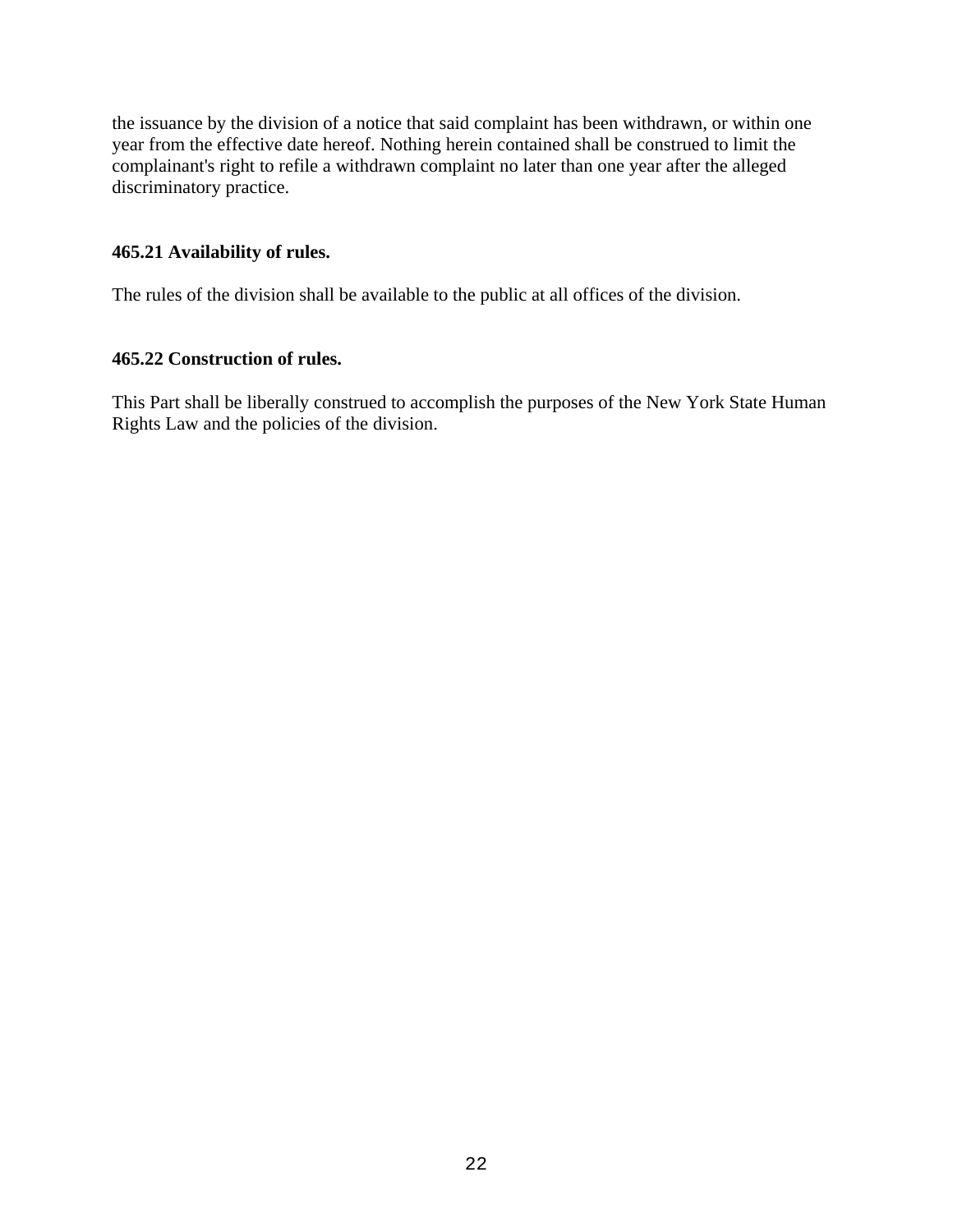the issuance by the division of a notice that said complaint has been withdrawn, or within one year from the effective date hereof. Nothing herein contained shall be construed to limit the complainant's right to refile a withdrawn complaint no later than one year after the alleged discriminatory practice.

**465.21 Availability of rules.**

The rules of the division shall be available to the public at all offices of the division.

**465.22 Construction of rules.**

This Part shall be liberally construed to accomplish the purposes of the New York State Human Rights Law and the policies of the division.